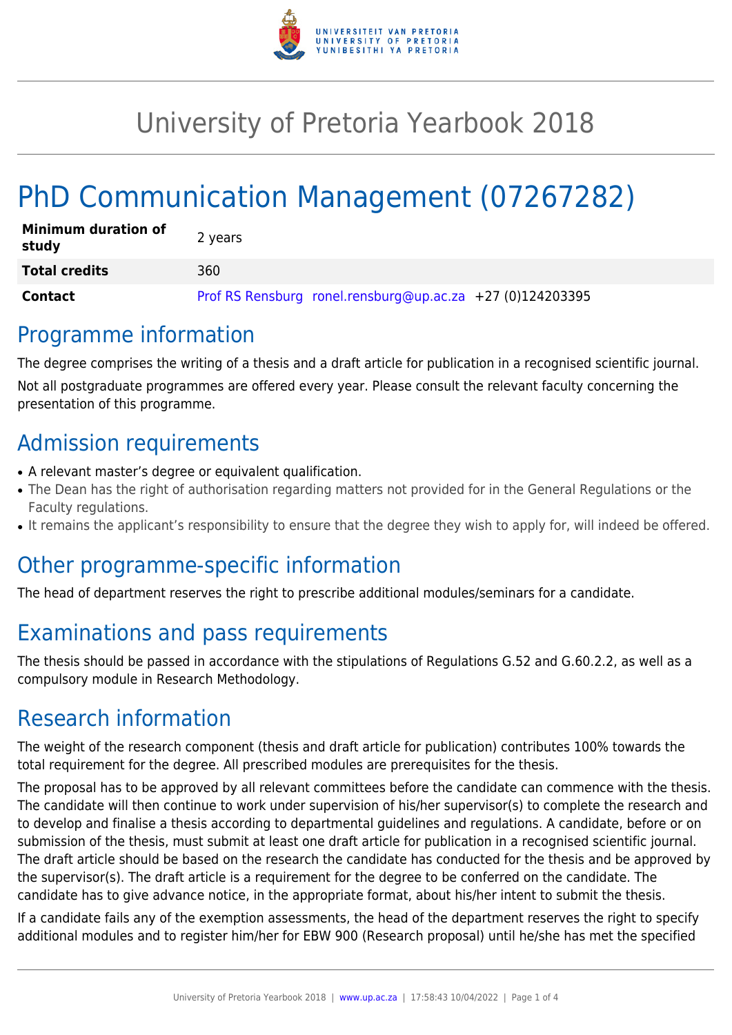# University of Pretoria Yearbook 2018

# PhD Communication Management (07267282)

| | |
|---|---|
| **Minimum duration of study** | 2 years |
| **Total credits** | 360 |
| **Contact** | Prof RS Rensburg ronel.rensburg@up.ac.za +27 (0)124203395 |

## Programme information

The degree comprises the writing of a thesis and a draft article for publication in a recognised scientific journal.

Not all postgraduate programmes are offered every year. Please consult the relevant faculty concerning the presentation of this programme.

## Admission requirements

- A relevant master's degree or equivalent qualification.
- The Dean has the right of authorisation regarding matters not provided for in the General Regulations or the Faculty regulations.
- It remains the applicant's responsibility to ensure that the degree they wish to apply for, will indeed be offered.

## Other programme-specific information

The head of department reserves the right to prescribe additional modules/seminars for a candidate.

## Examinations and pass requirements

The thesis should be passed in accordance with the stipulations of Regulations G.52 and G.60.2.2, as well as a compulsory module in Research Methodology.

## Research information

The weight of the research component (thesis and draft article for publication) contributes 100% towards the total requirement for the degree. All prescribed modules are prerequisites for the thesis.

The proposal has to be approved by all relevant committees before the candidate can commence with the thesis. The candidate will then continue to work under supervision of his/her supervisor(s) to complete the research and to develop and finalise a thesis according to departmental guidelines and regulations. A candidate, before or on submission of the thesis, must submit at least one draft article for publication in a recognised scientific journal. The draft article should be based on the research the candidate has conducted for the thesis and be approved by the supervisor(s). The draft article is a requirement for the degree to be conferred on the candidate. The candidate has to give advance notice, in the appropriate format, about his/her intent to submit the thesis.

If a candidate fails any of the exemption assessments, the head of the department reserves the right to specify additional modules and to register him/her for EBW 900 (Research proposal) until he/she has met the specified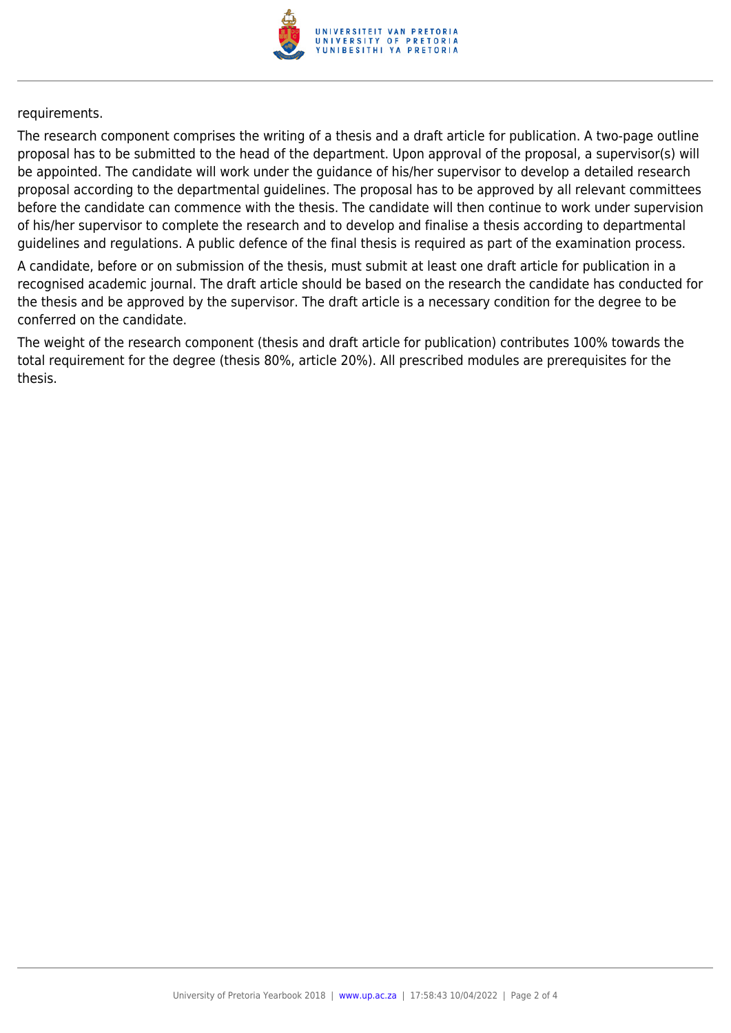requirements.

The research component comprises the writing of a thesis and a draft article for publication. A two-page outline proposal has to be submitted to the head of the department. Upon approval of the proposal, a supervisor(s) will be appointed. The candidate will work under the guidance of his/her supervisor to develop a detailed research proposal according to the departmental guidelines. The proposal has to be approved by all relevant committees before the candidate can commence with the thesis. The candidate will then continue to work under supervision of his/her supervisor to complete the research and to develop and finalise a thesis according to departmental guidelines and regulations. A public defence of the final thesis is required as part of the examination process.

A candidate, before or on submission of the thesis, must submit at least one draft article for publication in a recognised academic journal. The draft article should be based on the research the candidate has conducted for the thesis and be approved by the supervisor. The draft article is a necessary condition for the degree to be conferred on the candidate.

The weight of the research component (thesis and draft article for publication) contributes 100% towards the total requirement for the degree (thesis 80%, article 20%). All prescribed modules are prerequisites for the thesis.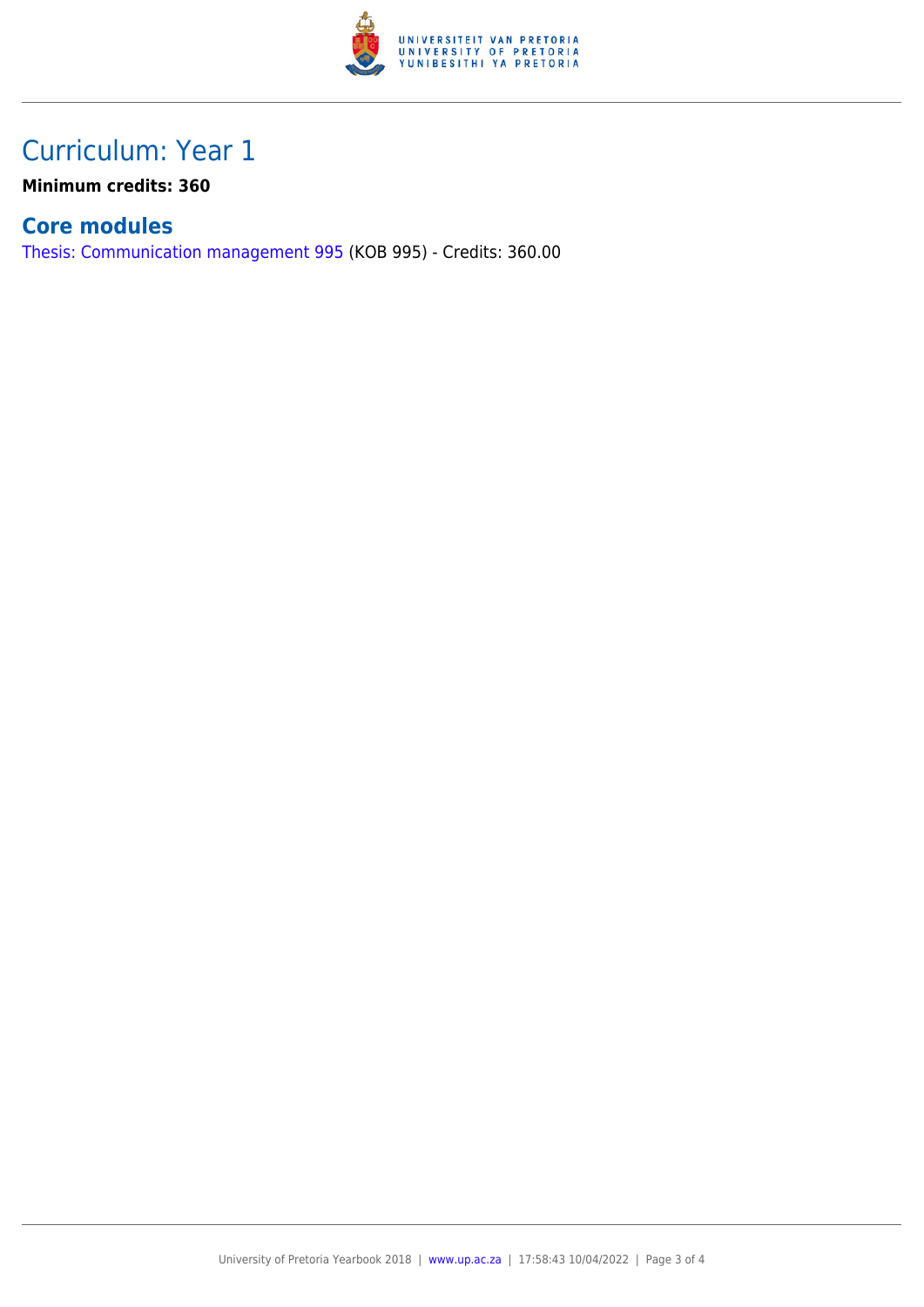# Curriculum: Year 1

**Minimum credits: 360**

## Core modules

Thesis: Communication management 995 (KOB 995) - Credits: 360.00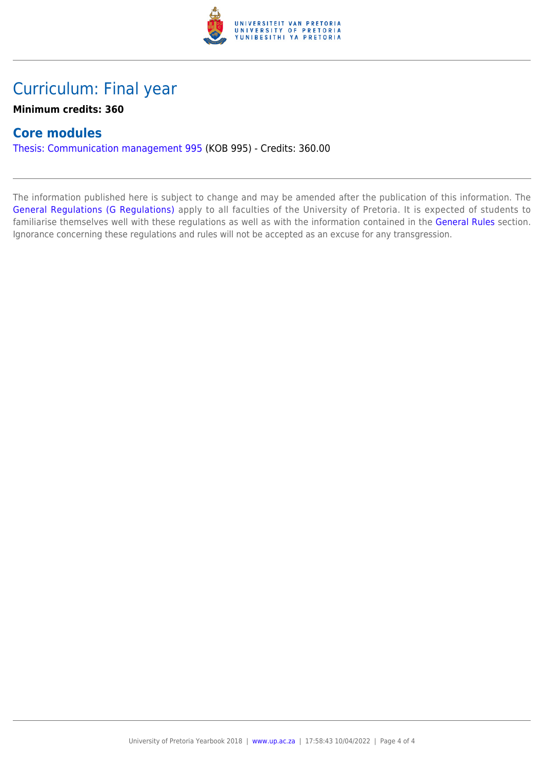## Curriculum: Final year

**Minimum credits: 360**

### Core modules

Thesis: Communication management 995 (KOB 995) - Credits: 360.00

The information published here is subject to change and may be amended after the publication of this information. The General Regulations (G Regulations) apply to all faculties of the University of Pretoria. It is expected of students to familiarise themselves well with these regulations as well as with the information contained in the General Rules section. Ignorance concerning these regulations and rules will not be accepted as an excuse for any transgression.